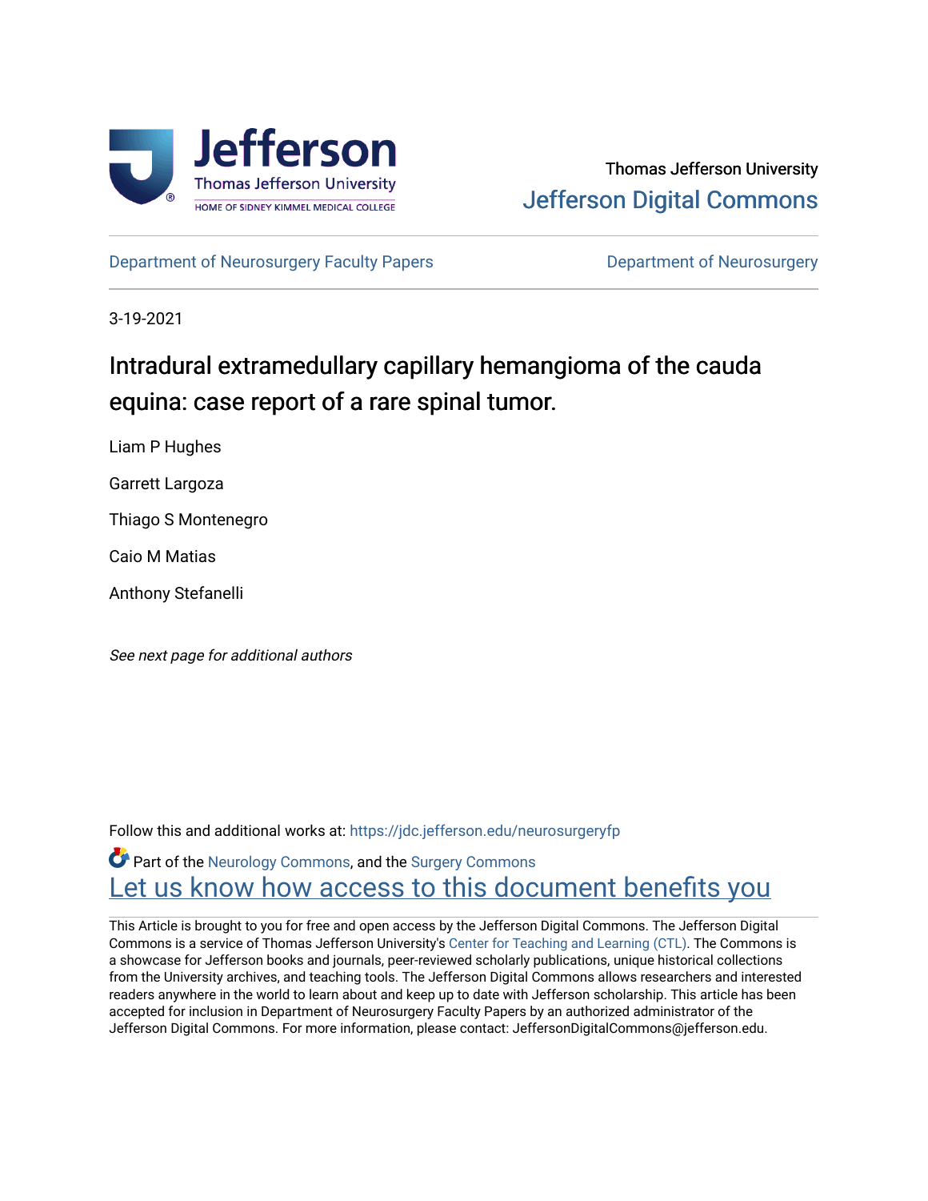Thomas Jefferson University

Jefferson Digital Commons

Department of Neurosurgery Faculty Papers

Department of Neurosurgery

3-19-2021

# Intradural extramedullary capillary hemangioma of the cauda equina: case report of a rare spinal tumor.

Liam P Hughes

Garrett Largoza

Thiago S Montenegro

Caio M Matias

Anthony Stefanelli

*See next page for additional authors*

Follow this and additional works at: https://jdc.jefferson.edu/neurosurgeryfp

Part of the Neurology Commons, and the Surgery Commons

Let us know how access to this document benefits you

This Article is brought to you for free and open access by the Jefferson Digital Commons. The Jefferson Digital Commons is a service of Thomas Jefferson University's Center for Teaching and Learning (CTL). The Commons is a showcase for Jefferson books and journals, peer-reviewed scholarly publications, unique historical collections from the University archives, and teaching tools. The Jefferson Digital Commons allows researchers and interested readers anywhere in the world to learn about and keep up to date with Jefferson scholarship. This article has been accepted for inclusion in Department of Neurosurgery Faculty Papers by an authorized administrator of the Jefferson Digital Commons. For more information, please contact: JeffersonDigitalCommons@jefferson.edu.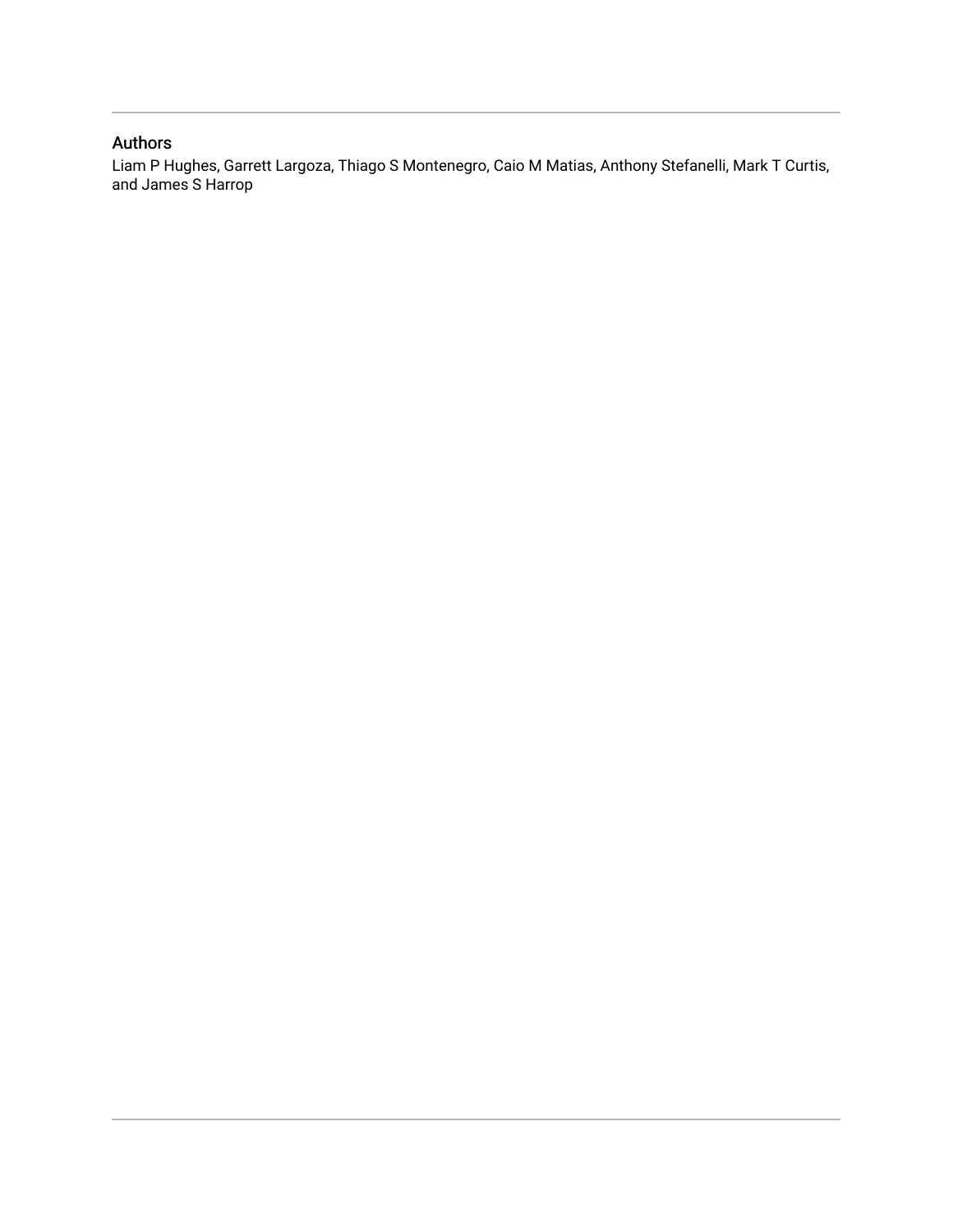## Authors

Liam P Hughes, Garrett Largoza, Thiago S Montenegro, Caio M Matias, Anthony Stefanelli, Mark T Curtis, and James S Harrop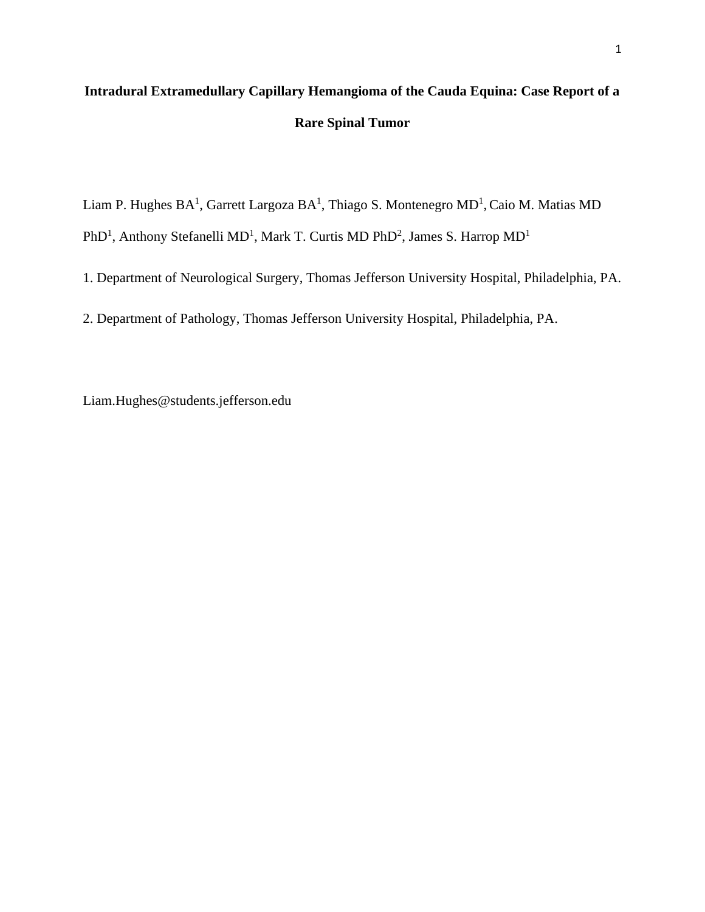# Intradural Extramedullary Capillary Hemangioma of the Cauda Equina: Case Report of a Rare Spinal Tumor

Liam P. Hughes BA[1], Garrett Largoza BA[1], Thiago S. Montenegro MD[1], Caio M. Matias MD PhD[1], Anthony Stefanelli MD[1], Mark T. Curtis MD PhD[2], James S. Harrop MD[1]

1. Department of Neurological Surgery, Thomas Jefferson University Hospital, Philadelphia, PA.

2. Department of Pathology, Thomas Jefferson University Hospital, Philadelphia, PA.

Liam.Hughes@students.jefferson.edu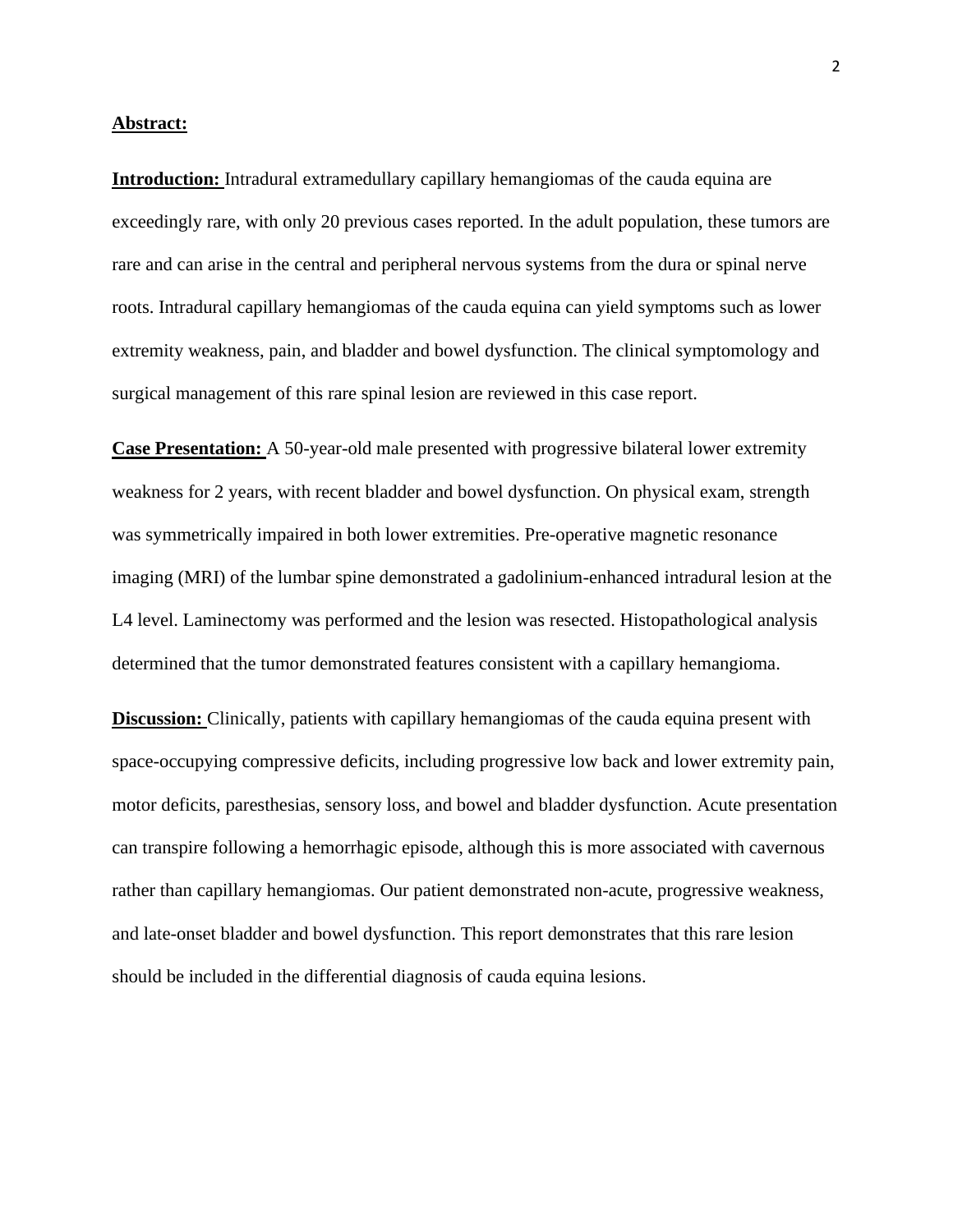**Abstract:**

**Introduction:** Intradural extramedullary capillary hemangiomas of the cauda equina are exceedingly rare, with only 20 previous cases reported. In the adult population, these tumors are rare and can arise in the central and peripheral nervous systems from the dura or spinal nerve roots. Intradural capillary hemangiomas of the cauda equina can yield symptoms such as lower extremity weakness, pain, and bladder and bowel dysfunction. The clinical symptomology and surgical management of this rare spinal lesion are reviewed in this case report.

**Case Presentation:** A 50-year-old male presented with progressive bilateral lower extremity weakness for 2 years, with recent bladder and bowel dysfunction. On physical exam, strength was symmetrically impaired in both lower extremities. Pre-operative magnetic resonance imaging (MRI) of the lumbar spine demonstrated a gadolinium-enhanced intradural lesion at the L4 level. Laminectomy was performed and the lesion was resected. Histopathological analysis determined that the tumor demonstrated features consistent with a capillary hemangioma.

**Discussion:** Clinically, patients with capillary hemangiomas of the cauda equina present with space-occupying compressive deficits, including progressive low back and lower extremity pain, motor deficits, paresthesias, sensory loss, and bowel and bladder dysfunction. Acute presentation can transpire following a hemorrhagic episode, although this is more associated with cavernous rather than capillary hemangiomas. Our patient demonstrated non-acute, progressive weakness, and late-onset bladder and bowel dysfunction. This report demonstrates that this rare lesion should be included in the differential diagnosis of cauda equina lesions.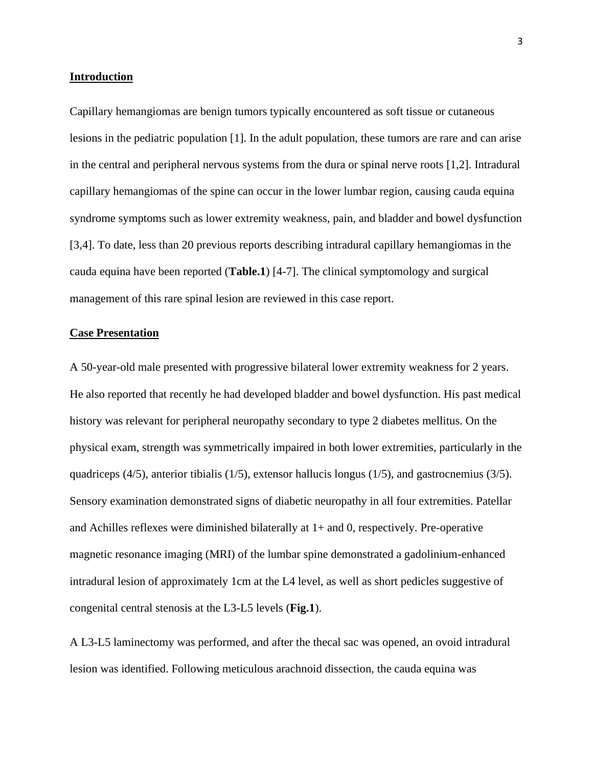## Introduction

Capillary hemangiomas are benign tumors typically encountered as soft tissue or cutaneous lesions in the pediatric population [1]. In the adult population, these tumors are rare and can arise in the central and peripheral nervous systems from the dura or spinal nerve roots [1,2]. Intradural capillary hemangiomas of the spine can occur in the lower lumbar region, causing cauda equina syndrome symptoms such as lower extremity weakness, pain, and bladder and bowel dysfunction [3,4]. To date, less than 20 previous reports describing intradural capillary hemangiomas in the cauda equina have been reported (**Table.1**) [4-7]. The clinical symptomology and surgical management of this rare spinal lesion are reviewed in this case report.

## Case Presentation

A 50-year-old male presented with progressive bilateral lower extremity weakness for 2 years. He also reported that recently he had developed bladder and bowel dysfunction. His past medical history was relevant for peripheral neuropathy secondary to type 2 diabetes mellitus. On the physical exam, strength was symmetrically impaired in both lower extremities, particularly in the quadriceps (4/5), anterior tibialis (1/5), extensor hallucis longus (1/5), and gastrocnemius (3/5). Sensory examination demonstrated signs of diabetic neuropathy in all four extremities. Patellar and Achilles reflexes were diminished bilaterally at 1+ and 0, respectively. Pre-operative magnetic resonance imaging (MRI) of the lumbar spine demonstrated a gadolinium-enhanced intradural lesion of approximately 1cm at the L4 level, as well as short pedicles suggestive of congenital central stenosis at the L3-L5 levels (**Fig.1**).

A L3-L5 laminectomy was performed, and after the thecal sac was opened, an ovoid intradural lesion was identified. Following meticulous arachnoid dissection, the cauda equina was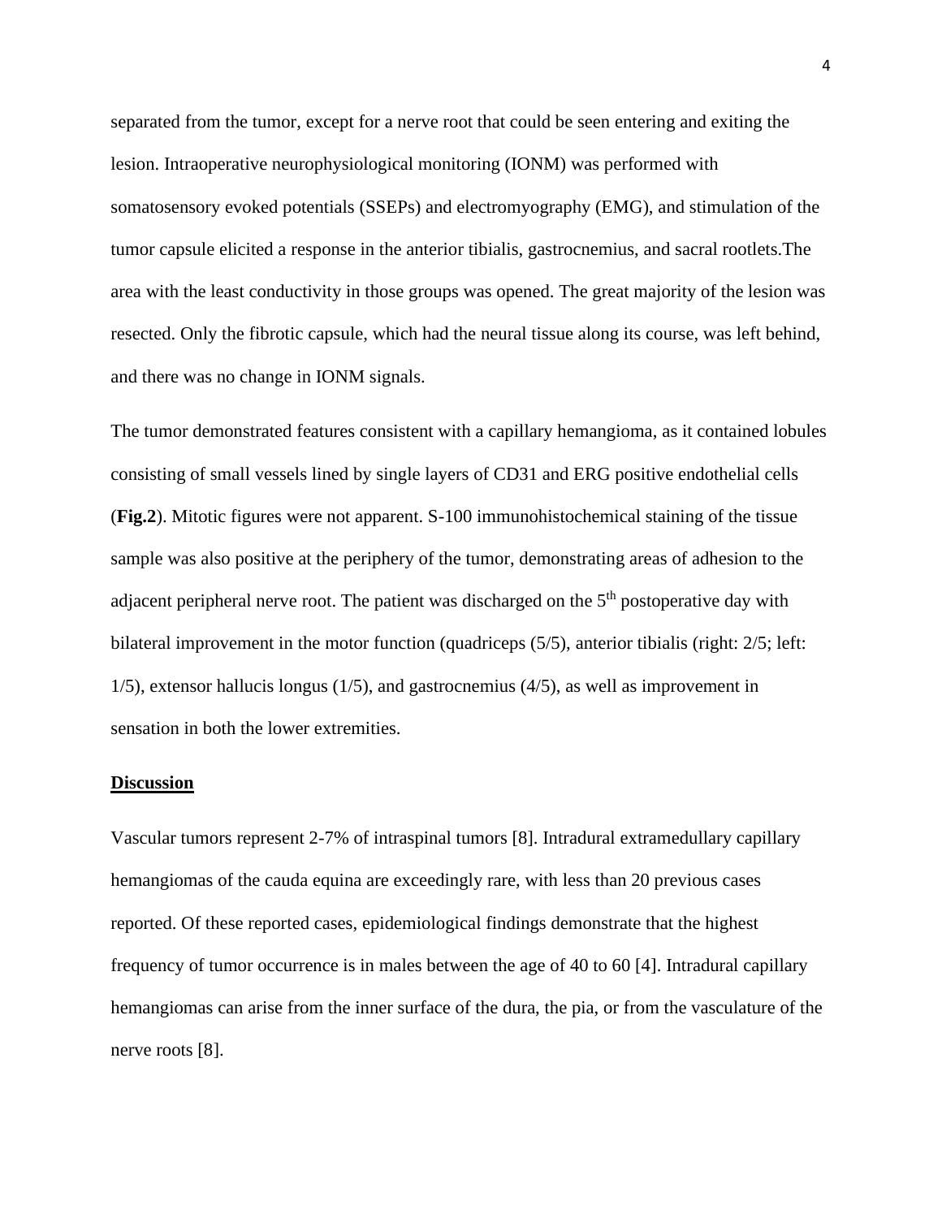separated from the tumor, except for a nerve root that could be seen entering and exiting the lesion. Intraoperative neurophysiological monitoring (IONM) was performed with somatosensory evoked potentials (SSEPs) and electromyography (EMG), and stimulation of the tumor capsule elicited a response in the anterior tibialis, gastrocnemius, and sacral rootlets.The area with the least conductivity in those groups was opened. The great majority of the lesion was resected. Only the fibrotic capsule, which had the neural tissue along its course, was left behind, and there was no change in IONM signals.

The tumor demonstrated features consistent with a capillary hemangioma, as it contained lobules consisting of small vessels lined by single layers of CD31 and ERG positive endothelial cells (**Fig.2**). Mitotic figures were not apparent. S-100 immunohistochemical staining of the tissue sample was also positive at the periphery of the tumor, demonstrating areas of adhesion to the adjacent peripheral nerve root. The patient was discharged on the 5th postoperative day with bilateral improvement in the motor function (quadriceps (5/5), anterior tibialis (right: 2/5; left: 1/5), extensor hallucis longus (1/5), and gastrocnemius (4/5), as well as improvement in sensation in both the lower extremities.

## Discussion

Vascular tumors represent 2-7% of intraspinal tumors [8]. Intradural extramedullary capillary hemangiomas of the cauda equina are exceedingly rare, with less than 20 previous cases reported. Of these reported cases, epidemiological findings demonstrate that the highest frequency of tumor occurrence is in males between the age of 40 to 60 [4]. Intradural capillary hemangiomas can arise from the inner surface of the dura, the pia, or from the vasculature of the nerve roots [8].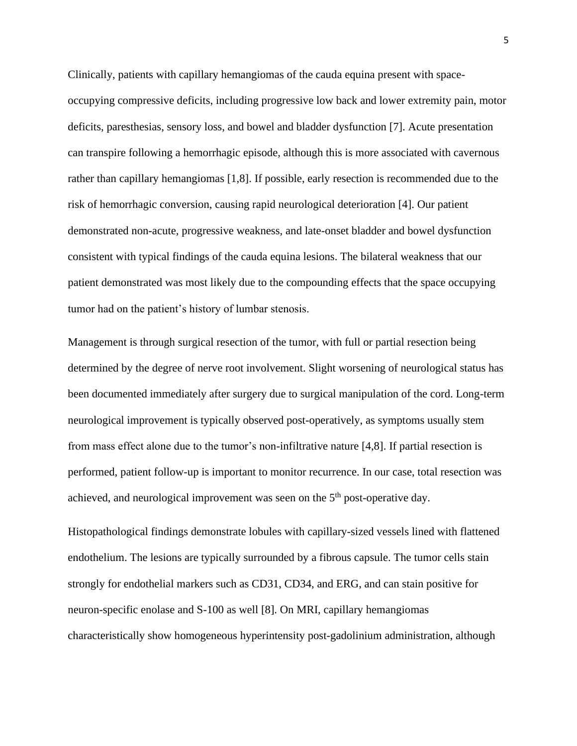Clinically, patients with capillary hemangiomas of the cauda equina present with space-occupying compressive deficits, including progressive low back and lower extremity pain, motor deficits, paresthesias, sensory loss, and bowel and bladder dysfunction [7]. Acute presentation can transpire following a hemorrhagic episode, although this is more associated with cavernous rather than capillary hemangiomas [1,8]. If possible, early resection is recommended due to the risk of hemorrhagic conversion, causing rapid neurological deterioration [4]. Our patient demonstrated non-acute, progressive weakness, and late-onset bladder and bowel dysfunction consistent with typical findings of the cauda equina lesions. The bilateral weakness that our patient demonstrated was most likely due to the compounding effects that the space occupying tumor had on the patient's history of lumbar stenosis.

Management is through surgical resection of the tumor, with full or partial resection being determined by the degree of nerve root involvement. Slight worsening of neurological status has been documented immediately after surgery due to surgical manipulation of the cord. Long-term neurological improvement is typically observed post-operatively, as symptoms usually stem from mass effect alone due to the tumor's non-infiltrative nature [4,8]. If partial resection is performed, patient follow-up is important to monitor recurrence. In our case, total resection was achieved, and neurological improvement was seen on the 5th post-operative day.

Histopathological findings demonstrate lobules with capillary-sized vessels lined with flattened endothelium. The lesions are typically surrounded by a fibrous capsule. The tumor cells stain strongly for endothelial markers such as CD31, CD34, and ERG, and can stain positive for neuron-specific enolase and S-100 as well [8]. On MRI, capillary hemangiomas characteristically show homogeneous hyperintensity post-gadolinium administration, although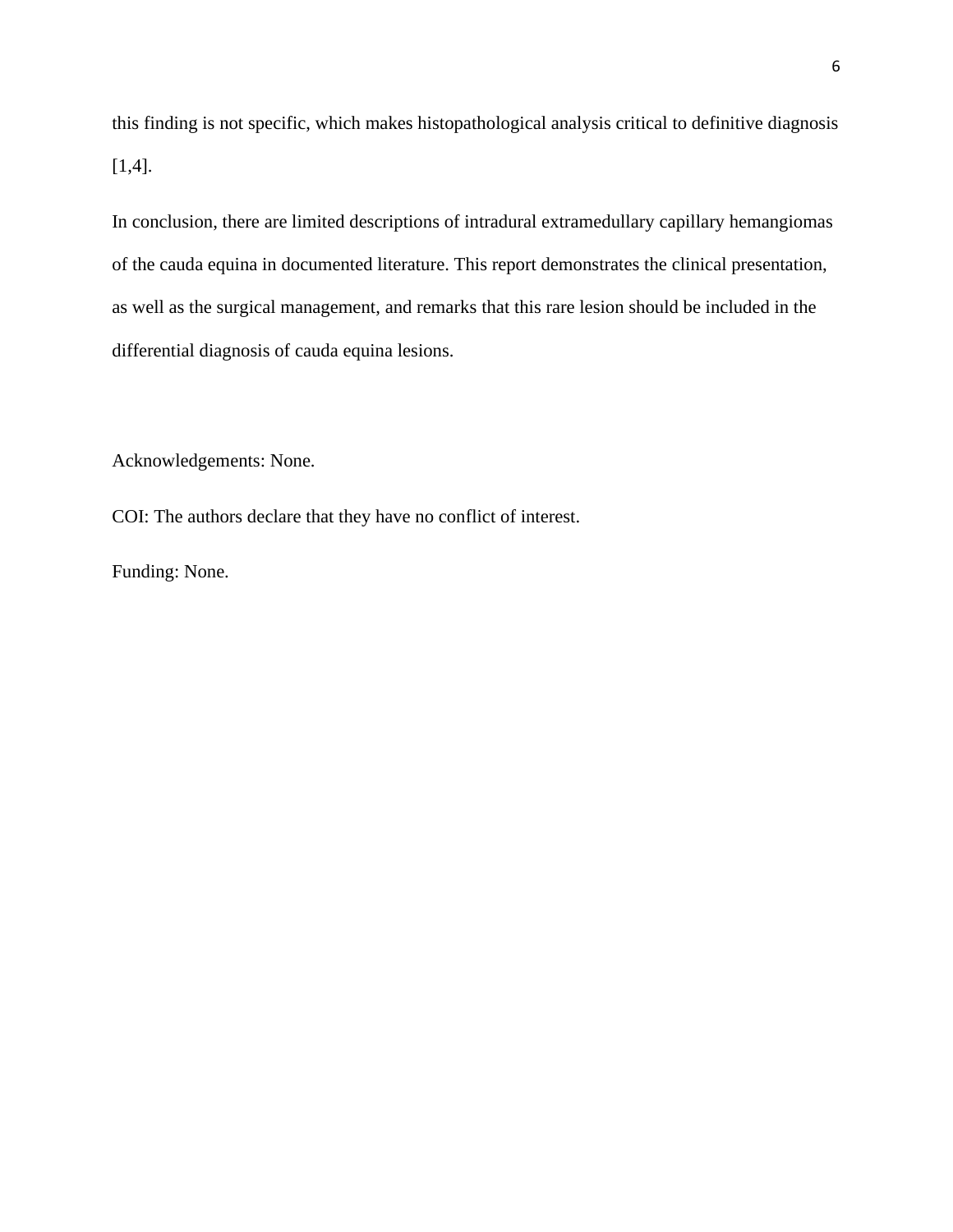this finding is not specific, which makes histopathological analysis critical to definitive diagnosis [1,4].

In conclusion, there are limited descriptions of intradural extramedullary capillary hemangiomas of the cauda equina in documented literature. This report demonstrates the clinical presentation, as well as the surgical management, and remarks that this rare lesion should be included in the differential diagnosis of cauda equina lesions.

Acknowledgements: None.

COI: The authors declare that they have no conflict of interest.

Funding: None.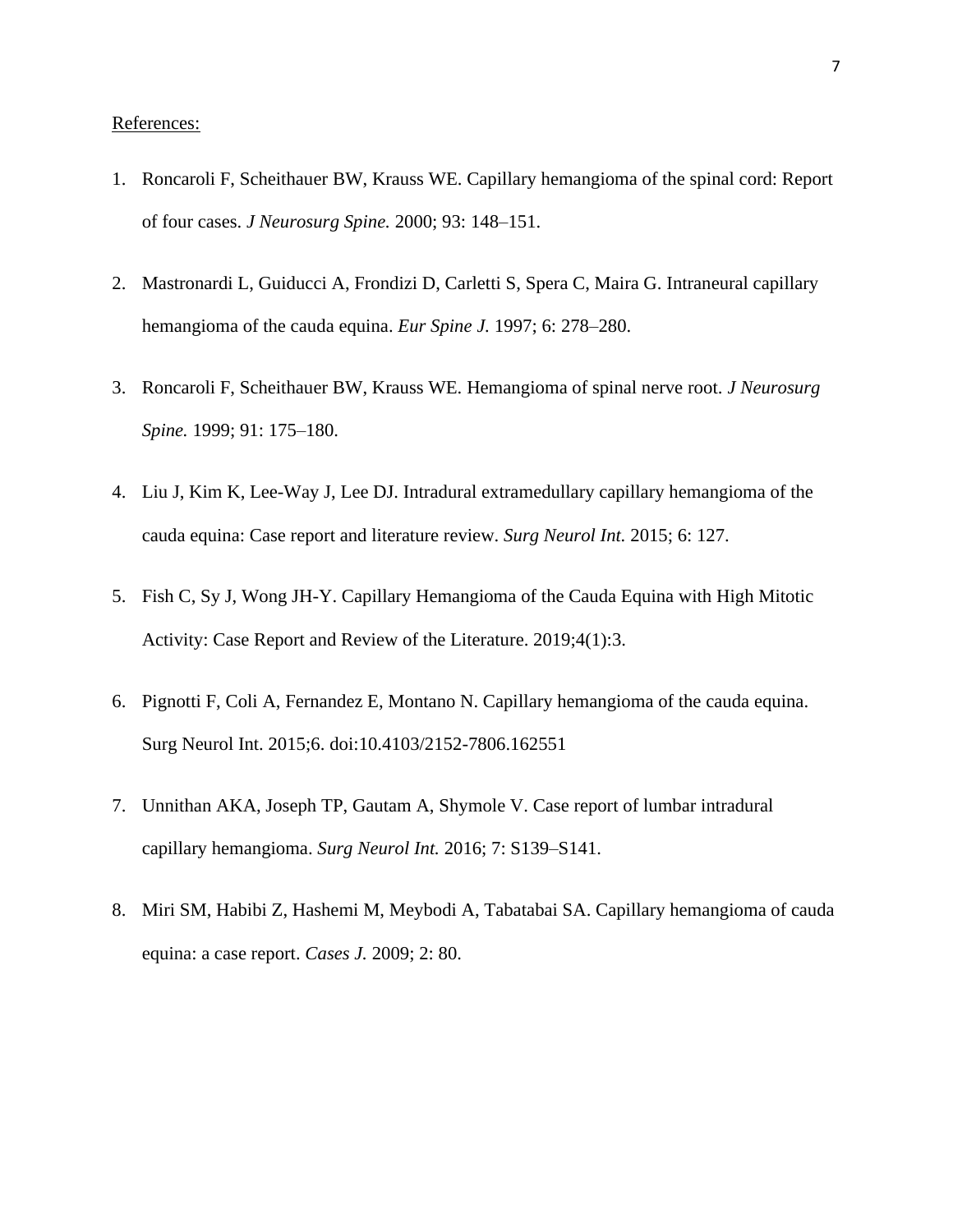<u>References:</u>

1. Roncaroli F, Scheithauer BW, Krauss WE. Capillary hemangioma of the spinal cord: Report of four cases. *J Neurosurg Spine.* 2000; 93: 148–151.

2. Mastronardi L, Guiducci A, Frondizi D, Carletti S, Spera C, Maira G. Intraneural capillary hemangioma of the cauda equina. *Eur Spine J.* 1997; 6: 278–280.

3. Roncaroli F, Scheithauer BW, Krauss WE. Hemangioma of spinal nerve root. *J Neurosurg Spine.* 1999; 91: 175–180.

4. Liu J, Kim K, Lee-Way J, Lee DJ. Intradural extramedullary capillary hemangioma of the cauda equina: Case report and literature review. *Surg Neurol Int.* 2015; 6: 127.

5. Fish C, Sy J, Wong JH-Y. Capillary Hemangioma of the Cauda Equina with High Mitotic Activity: Case Report and Review of the Literature. 2019;4(1):3.

6. Pignotti F, Coli A, Fernandez E, Montano N. Capillary hemangioma of the cauda equina. Surg Neurol Int. 2015;6. doi:10.4103/2152-7806.162551

7. Unnithan AKA, Joseph TP, Gautam A, Shymole V. Case report of lumbar intradural capillary hemangioma. *Surg Neurol Int.* 2016; 7: S139–S141.

8. Miri SM, Habibi Z, Hashemi M, Meybodi A, Tabatabai SA. Capillary hemangioma of cauda equina: a case report. *Cases J.* 2009; 2: 80.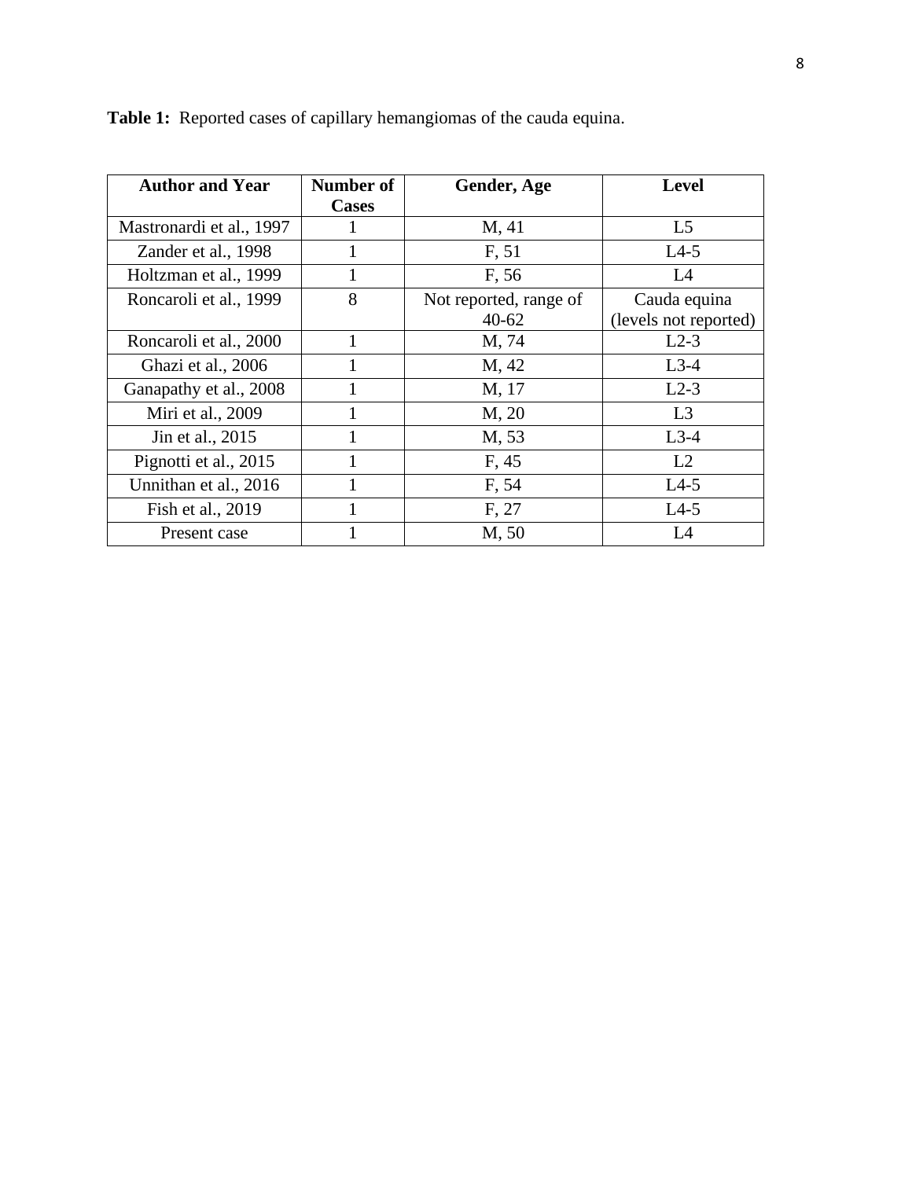**Table 1:** Reported cases of capillary hemangiomas of the cauda equina.

| Author and Year | Number of Cases | Gender, Age | Level |
|---|---|---|---|
| Mastronardi et al., 1997 | 1 | M, 41 | L5 |
| Zander et al., 1998 | 1 | F, 51 | L4-5 |
| Holtzman et al., 1999 | 1 | F, 56 | L4 |
| Roncaroli et al., 1999 | 8 | Not reported, range of 40-62 | Cauda equina (levels not reported) |
| Roncaroli et al., 2000 | 1 | M, 74 | L2-3 |
| Ghazi et al., 2006 | 1 | M, 42 | L3-4 |
| Ganapathy et al., 2008 | 1 | M, 17 | L2-3 |
| Miri et al., 2009 | 1 | M, 20 | L3 |
| Jin et al., 2015 | 1 | M, 53 | L3-4 |
| Pignotti et al., 2015 | 1 | F, 45 | L2 |
| Unnithan et al., 2016 | 1 | F, 54 | L4-5 |
| Fish et al., 2019 | 1 | F, 27 | L4-5 |
| Present case | 1 | M, 50 | L4 |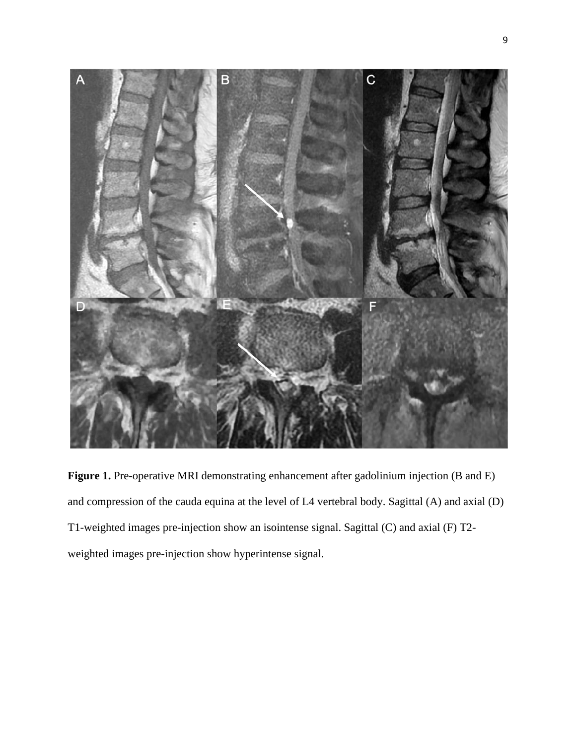**Figure 1.** Pre-operative MRI demonstrating enhancement after gadolinium injection (B and E) and compression of the cauda equina at the level of L4 vertebral body. Sagittal (A) and axial (D) T1-weighted images pre-injection show an isointense signal. Sagittal (C) and axial (F) T2-weighted images pre-injection show hyperintense signal.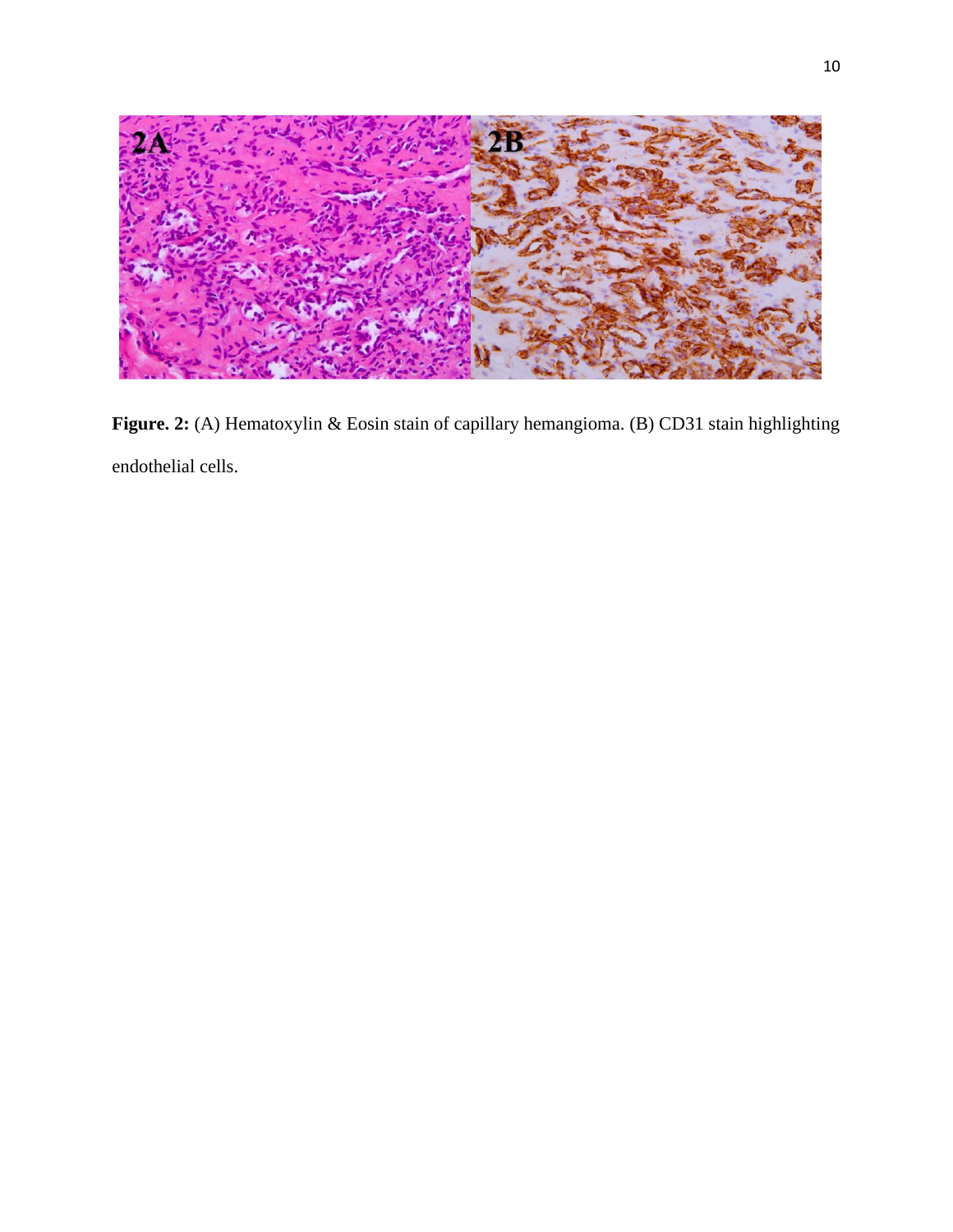**Figure. 2:** (A) Hematoxylin & Eosin stain of capillary hemangioma. (B) CD31 stain highlighting endothelial cells.